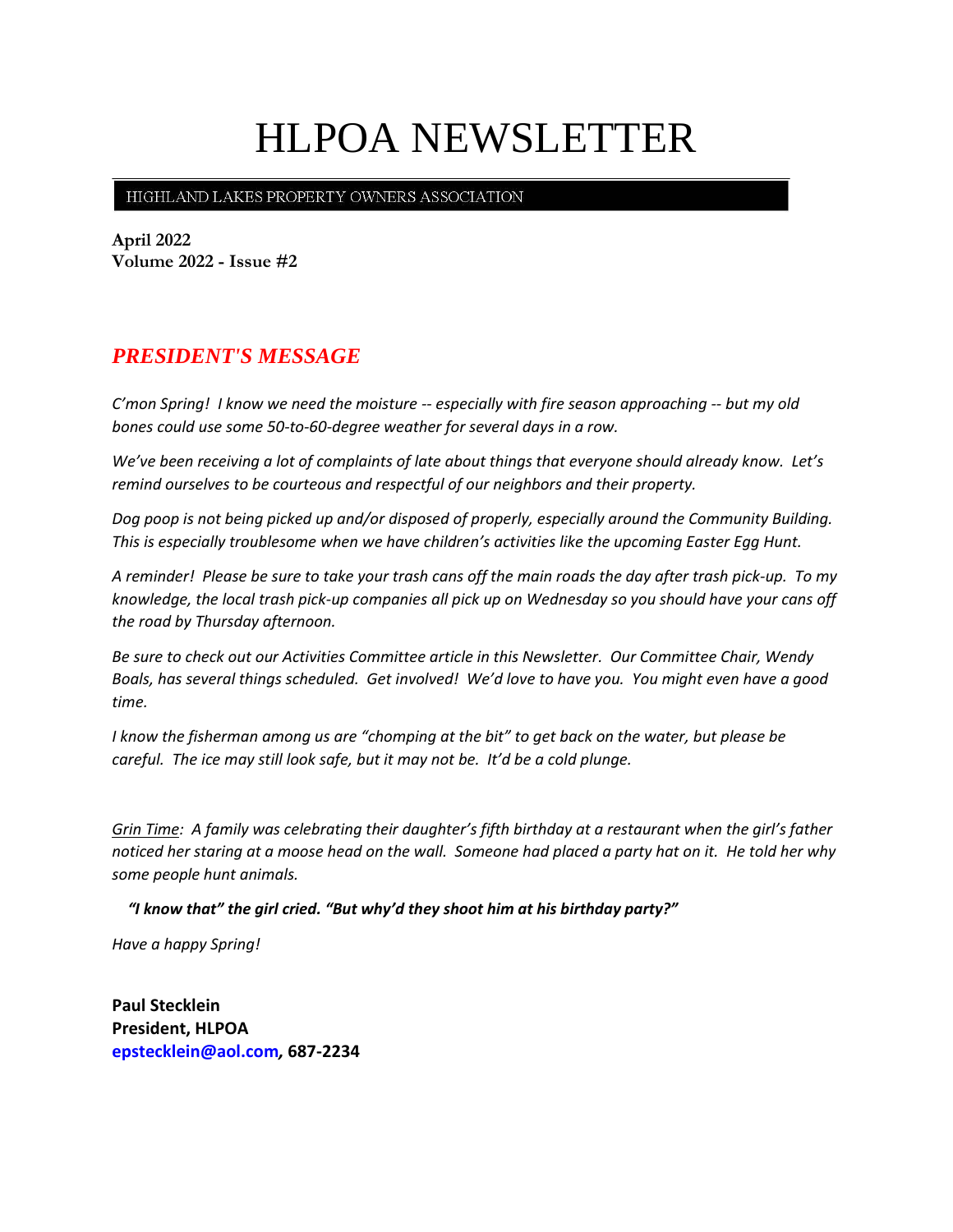# HLPOA NEWSLETTER

HIGHLAND LAKES PROPERTY OWNERS ASSOCIATION

**April 2022**
**Volume 2022 - Issue #2**

## *PRESIDENT'S MESSAGE*

*C'mon Spring! I know we need the moisture -- especially with fire season approaching -- but my old bones could use some 50-to-60-degree weather for several days in a row.*

*We've been receiving a lot of complaints of late about things that everyone should already know. Let's remind ourselves to be courteous and respectful of our neighbors and their property.*

*Dog poop is not being picked up and/or disposed of properly, especially around the Community Building. This is especially troublesome when we have children's activities like the upcoming Easter Egg Hunt.*

*A reminder! Please be sure to take your trash cans off the main roads the day after trash pick-up. To my knowledge, the local trash pick-up companies all pick up on Wednesday so you should have your cans off the road by Thursday afternoon.*

*Be sure to check out our Activities Committee article in this Newsletter. Our Committee Chair, Wendy Boals, has several things scheduled. Get involved! We'd love to have you. You might even have a good time.*

*I know the fisherman among us are "chomping at the bit" to get back on the water, but please be careful. The ice may still look safe, but it may not be. It'd be a cold plunge.*

*Grin Time: A family was celebrating their daughter's fifth birthday at a restaurant when the girl's father noticed her staring at a moose head on the wall. Someone had placed a party hat on it. He told her why some people hunt animals.*

***"I know that" the girl cried. "But why'd they shoot him at his birthday party?"***

*Have a happy Spring!*

**Paul Stecklein**
**President, HLPOA**
**epstecklein@aol.com, 687-2234**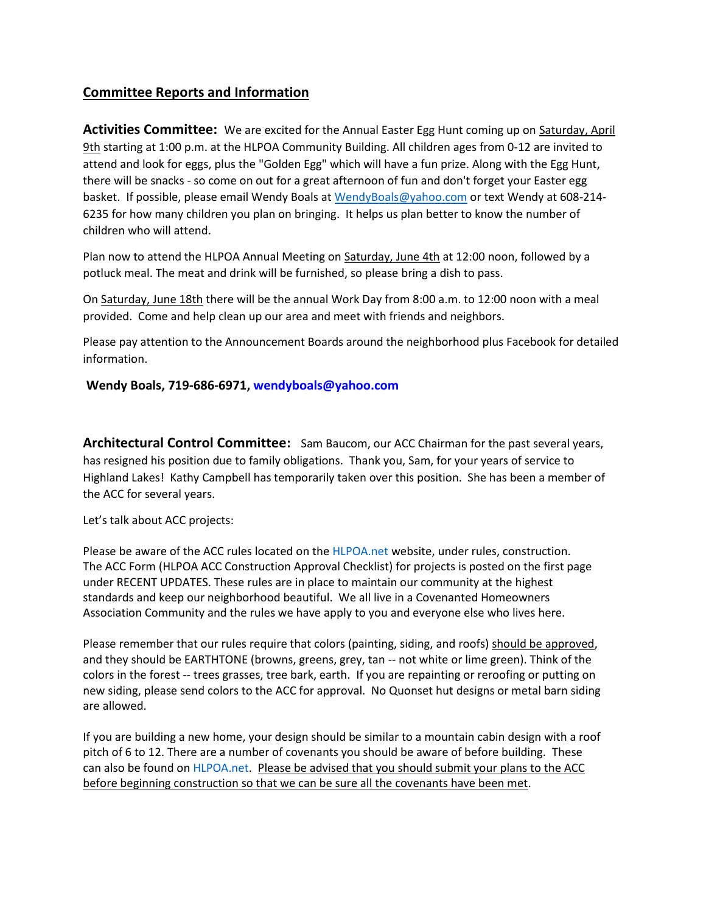## Committee Reports and Information

**Activities Committee:** We are excited for the Annual Easter Egg Hunt coming up on Saturday, April 9th starting at 1:00 p.m. at the HLPOA Community Building. All children ages from 0-12 are invited to attend and look for eggs, plus the "Golden Egg" which will have a fun prize. Along with the Egg Hunt, there will be snacks - so come on out for a great afternoon of fun and don't forget your Easter egg basket. If possible, please email Wendy Boals at WendyBoals@yahoo.com or text Wendy at 608-214-6235 for how many children you plan on bringing. It helps us plan better to know the number of children who will attend.

Plan now to attend the HLPOA Annual Meeting on Saturday, June 4th at 12:00 noon, followed by a potluck meal. The meat and drink will be furnished, so please bring a dish to pass.

On Saturday, June 18th there will be the annual Work Day from 8:00 a.m. to 12:00 noon with a meal provided. Come and help clean up our area and meet with friends and neighbors.

Please pay attention to the Announcement Boards around the neighborhood plus Facebook for detailed information.

**Wendy Boals, 719-686-6971, wendyboals@yahoo.com**

**Architectural Control Committee:** Sam Baucom, our ACC Chairman for the past several years, has resigned his position due to family obligations. Thank you, Sam, for your years of service to Highland Lakes! Kathy Campbell has temporarily taken over this position. She has been a member of the ACC for several years.

Let's talk about ACC projects:

Please be aware of the ACC rules located on the HLPOA.net website, under rules, construction. The ACC Form (HLPOA ACC Construction Approval Checklist) for projects is posted on the first page under RECENT UPDATES. These rules are in place to maintain our community at the highest standards and keep our neighborhood beautiful. We all live in a Covenanted Homeowners Association Community and the rules we have apply to you and everyone else who lives here.

Please remember that our rules require that colors (painting, siding, and roofs) should be approved, and they should be EARTHTONE (browns, greens, grey, tan -- not white or lime green). Think of the colors in the forest -- trees grasses, tree bark, earth. If you are repainting or reroofing or putting on new siding, please send colors to the ACC for approval. No Quonset hut designs or metal barn siding are allowed.

If you are building a new home, your design should be similar to a mountain cabin design with a roof pitch of 6 to 12. There are a number of covenants you should be aware of before building. These can also be found on HLPOA.net. Please be advised that you should submit your plans to the ACC before beginning construction so that we can be sure all the covenants have been met.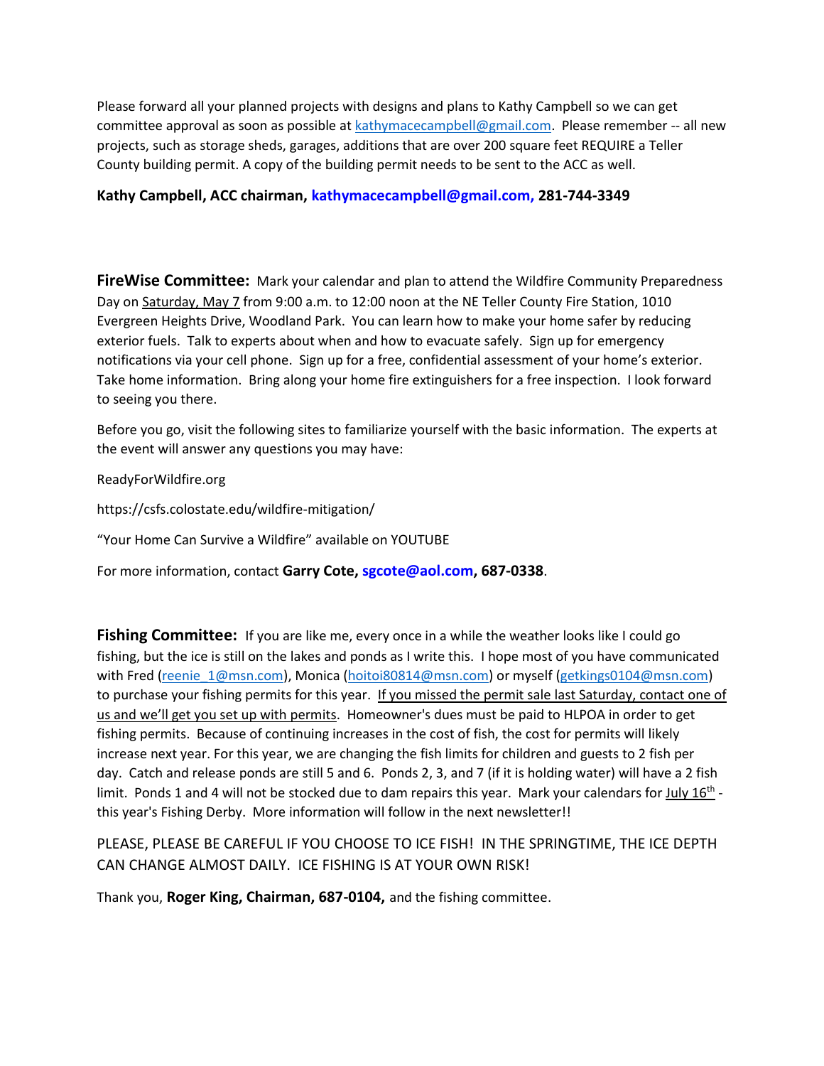Please forward all your planned projects with designs and plans to Kathy Campbell so we can get committee approval as soon as possible at kathymacecampbell@gmail.com. Please remember -- all new projects, such as storage sheds, garages, additions that are over 200 square feet REQUIRE a Teller County building permit. A copy of the building permit needs to be sent to the ACC as well.

**Kathy Campbell, ACC chairman, kathymacecampbell@gmail.com, 281-744-3349**

**FireWise Committee:** Mark your calendar and plan to attend the Wildfire Community Preparedness Day on Saturday, May 7 from 9:00 a.m. to 12:00 noon at the NE Teller County Fire Station, 1010 Evergreen Heights Drive, Woodland Park. You can learn how to make your home safer by reducing exterior fuels. Talk to experts about when and how to evacuate safely. Sign up for emergency notifications via your cell phone. Sign up for a free, confidential assessment of your home's exterior. Take home information. Bring along your home fire extinguishers for a free inspection. I look forward to seeing you there.

Before you go, visit the following sites to familiarize yourself with the basic information. The experts at the event will answer any questions you may have:

ReadyForWildfire.org

https://csfs.colostate.edu/wildfire-mitigation/

"Your Home Can Survive a Wildfire" available on YOUTUBE

For more information, contact **Garry Cote, sgcote@aol.com, 687-0338**.

**Fishing Committee:** If you are like me, every once in a while the weather looks like I could go fishing, but the ice is still on the lakes and ponds as I write this. I hope most of you have communicated with Fred (reenie_1@msn.com), Monica (hoitoi80814@msn.com) or myself (getkings0104@msn.com) to purchase your fishing permits for this year. If you missed the permit sale last Saturday, contact one of us and we'll get you set up with permits. Homeowner's dues must be paid to HLPOA in order to get fishing permits. Because of continuing increases in the cost of fish, the cost for permits will likely increase next year. For this year, we are changing the fish limits for children and guests to 2 fish per day. Catch and release ponds are still 5 and 6. Ponds 2, 3, and 7 (if it is holding water) will have a 2 fish limit. Ponds 1 and 4 will not be stocked due to dam repairs this year. Mark your calendars for July 16th - this year's Fishing Derby. More information will follow in the next newsletter!!

PLEASE, PLEASE BE CAREFUL IF YOU CHOOSE TO ICE FISH! IN THE SPRINGTIME, THE ICE DEPTH CAN CHANGE ALMOST DAILY. ICE FISHING IS AT YOUR OWN RISK!

Thank you, **Roger King, Chairman, 687-0104,** and the fishing committee.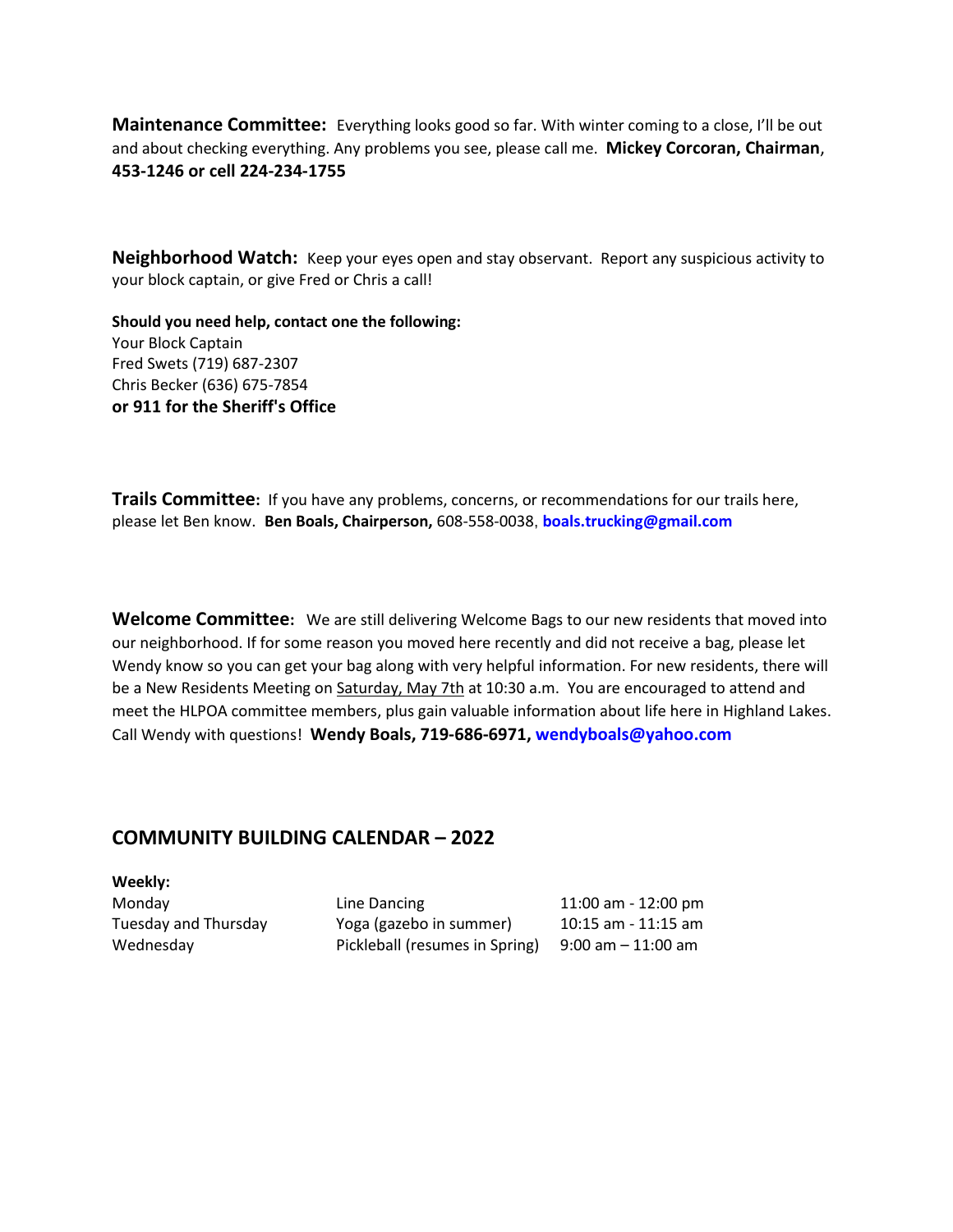**Maintenance Committee:** Everything looks good so far. With winter coming to a close, I'll be out and about checking everything. Any problems you see, please call me. **Mickey Corcoran, Chairman**, **453-1246 or cell 224-234-1755**

**Neighborhood Watch:** Keep your eyes open and stay observant. Report any suspicious activity to your block captain, or give Fred or Chris a call!

**Should you need help, contact one the following:**
Your Block Captain
Fred Swets (719) 687-2307
Chris Becker (636) 675-7854
**or 911 for the Sheriff's Office**

**Trails Committee:** If you have any problems, concerns, or recommendations for our trails here, please let Ben know. **Ben Boals, Chairperson,** 608-558-0038, **boals.trucking@gmail.com**

**Welcome Committee:** We are still delivering Welcome Bags to our new residents that moved into our neighborhood. If for some reason you moved here recently and did not receive a bag, please let Wendy know so you can get your bag along with very helpful information. For new residents, there will be a New Residents Meeting on Saturday, May 7th at 10:30 a.m. You are encouraged to attend and meet the HLPOA committee members, plus gain valuable information about life here in Highland Lakes. Call Wendy with questions! **Wendy Boals, 719-686-6971, wendyboals@yahoo.com**

## COMMUNITY BUILDING CALENDAR – 2022

**Weekly:**

| | | |
|---|---|---|
| Monday | Line Dancing | 11:00 am - 12:00 pm |
| Tuesday and Thursday | Yoga (gazebo in summer) | 10:15 am - 11:15 am |
| Wednesday | Pickleball (resumes in Spring) | 9:00 am – 11:00 am |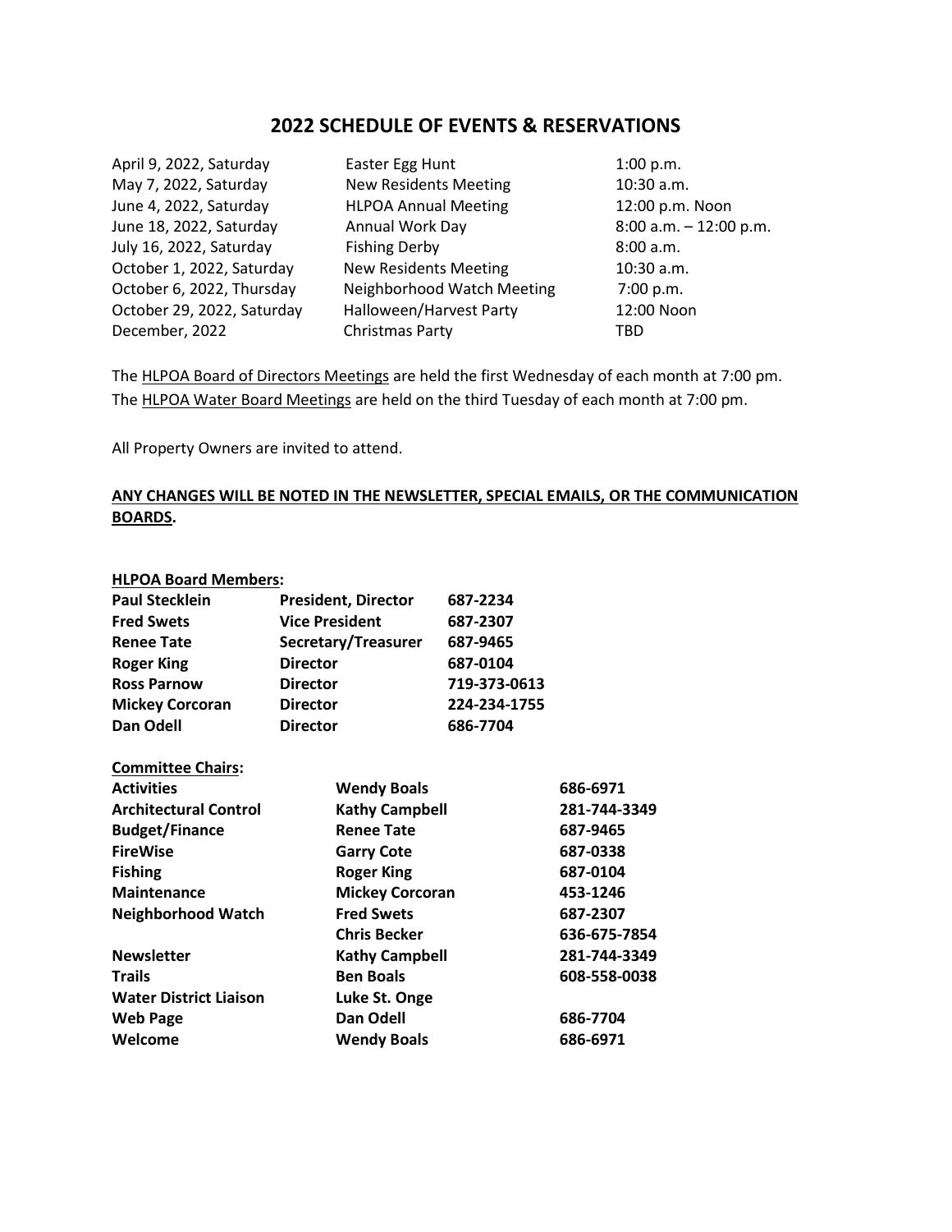# 2022 SCHEDULE OF EVENTS & RESERVATIONS

| | | |
|---|---|---|
| April 9, 2022, Saturday | Easter Egg Hunt | 1:00 p.m. |
| May 7, 2022, Saturday | New Residents Meeting | 10:30 a.m. |
| June 4, 2022, Saturday | HLPOA Annual Meeting | 12:00 p.m. Noon |
| June 18, 2022, Saturday | Annual Work Day | 8:00 a.m. – 12:00 p.m. |
| July 16, 2022, Saturday | Fishing Derby | 8:00 a.m. |
| October 1, 2022, Saturday | New Residents Meeting | 10:30 a.m. |
| October 6, 2022, Thursday | Neighborhood Watch Meeting | 7:00 p.m. |
| October 29, 2022, Saturday | Halloween/Harvest Party | 12:00 Noon |
| December, 2022 | Christmas Party | TBD |

The HLPOA Board of Directors Meetings are held the first Wednesday of each month at 7:00 pm.
The HLPOA Water Board Meetings are held on the third Tuesday of each month at 7:00 pm.

All Property Owners are invited to attend.

**ANY CHANGES WILL BE NOTED IN THE NEWSLETTER, SPECIAL EMAILS, OR THE COMMUNICATION BOARDS.**

**HLPOA Board Members:**

| | | |
|---|---|---|
| **Paul Stecklein** | **President, Director** | **687-2234** |
| **Fred Swets** | **Vice President** | **687-2307** |
| **Renee Tate** | **Secretary/Treasurer** | **687-9465** |
| **Roger King** | **Director** | **687-0104** |
| **Ross Parnow** | **Director** | **719-373-0613** |
| **Mickey Corcoran** | **Director** | **224-234-1755** |
| **Dan Odell** | **Director** | **686-7704** |

**Committee Chairs:**

| | | |
|---|---|---|
| **Activities** | **Wendy Boals** | **686-6971** |
| **Architectural Control** | **Kathy Campbell** | **281-744-3349** |
| **Budget/Finance** | **Renee Tate** | **687-9465** |
| **FireWise** | **Garry Cote** | **687-0338** |
| **Fishing** | **Roger King** | **687-0104** |
| **Maintenance** | **Mickey Corcoran** | **453-1246** |
| **Neighborhood Watch** | **Fred Swets** | **687-2307** |
| | **Chris Becker** | **636-675-7854** |
| **Newsletter** | **Kathy Campbell** | **281-744-3349** |
| **Trails** | **Ben Boals** | **608-558-0038** |
| **Water District Liaison** | **Luke St. Onge** | |
| **Web Page** | **Dan Odell** | **686-7704** |
| **Welcome** | **Wendy Boals** | **686-6971** |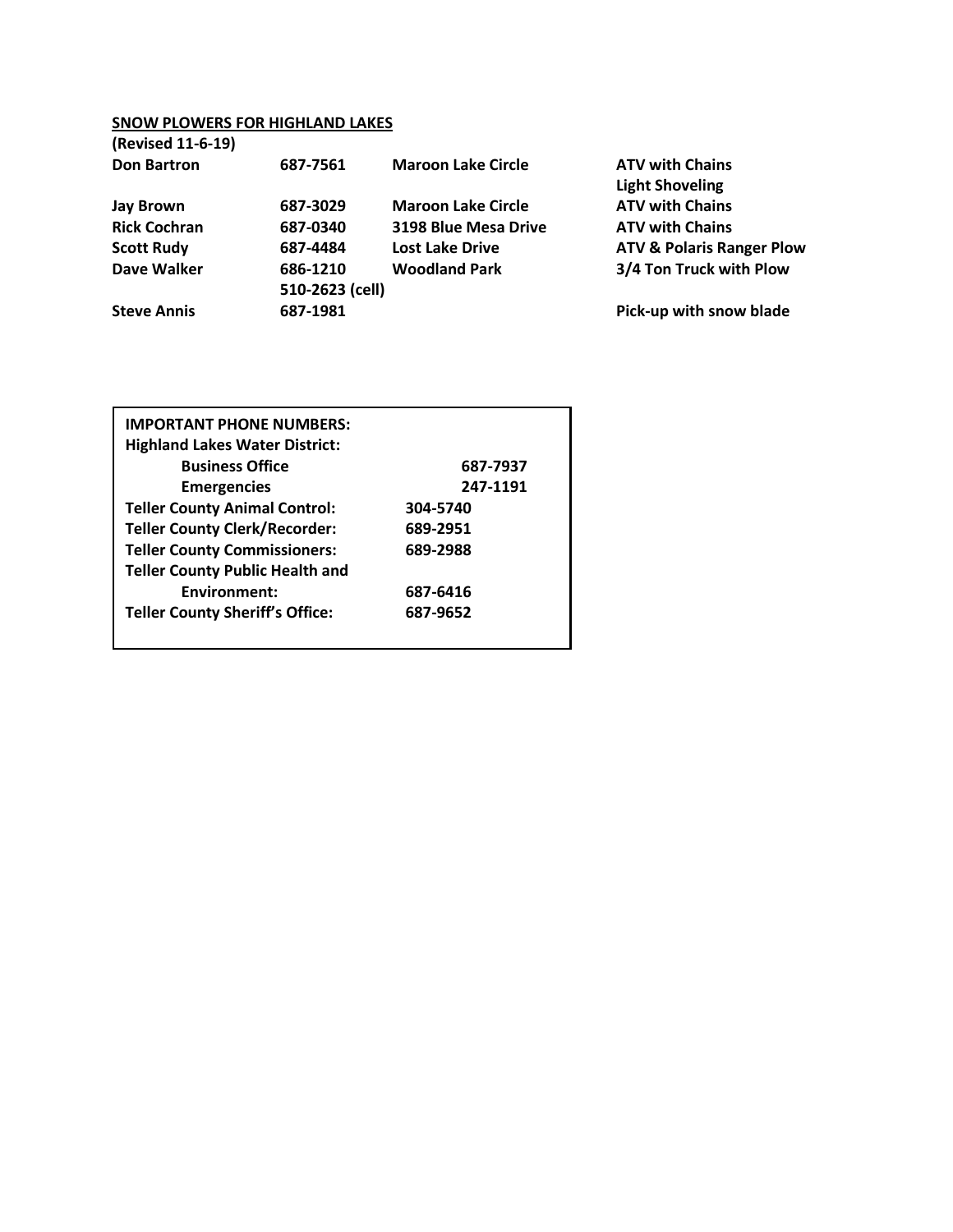**SNOW PLOWERS FOR HIGHLAND LAKES**

**(Revised 11-6-19)**

| | | | |
|---|---|---|---|
| **Don Bartron** | **687-7561** | **Maroon Lake Circle** | **ATV with Chains**<br>**Light Shoveling** |
| **Jay Brown** | **687-3029** | **Maroon Lake Circle** | **ATV with Chains** |
| **Rick Cochran** | **687-0340** | **3198 Blue Mesa Drive** | **ATV with Chains** |
| **Scott Rudy** | **687-4484** | **Lost Lake Drive** | **ATV & Polaris Ranger Plow** |
| **Dave Walker** | **686-1210**<br>**510-2623 (cell)** | **Woodland Park** | **3/4 Ton Truck with Plow** |
| **Steve Annis** | **687-1981** | | **Pick-up with snow blade** |

**IMPORTANT PHONE NUMBERS:**

| | |
|---|---|
| **Highland Lakes Water District:** | |
| **Business Office** | **687-7937** |
| **Emergencies** | **247-1191** |
| **Teller County Animal Control:** | **304-5740** |
| **Teller County Clerk/Recorder:** | **689-2951** |
| **Teller County Commissioners:** | **689-2988** |
| **Teller County Public Health and Environment:** | **687-6416** |
| **Teller County Sheriff's Office:** | **687-9652** |